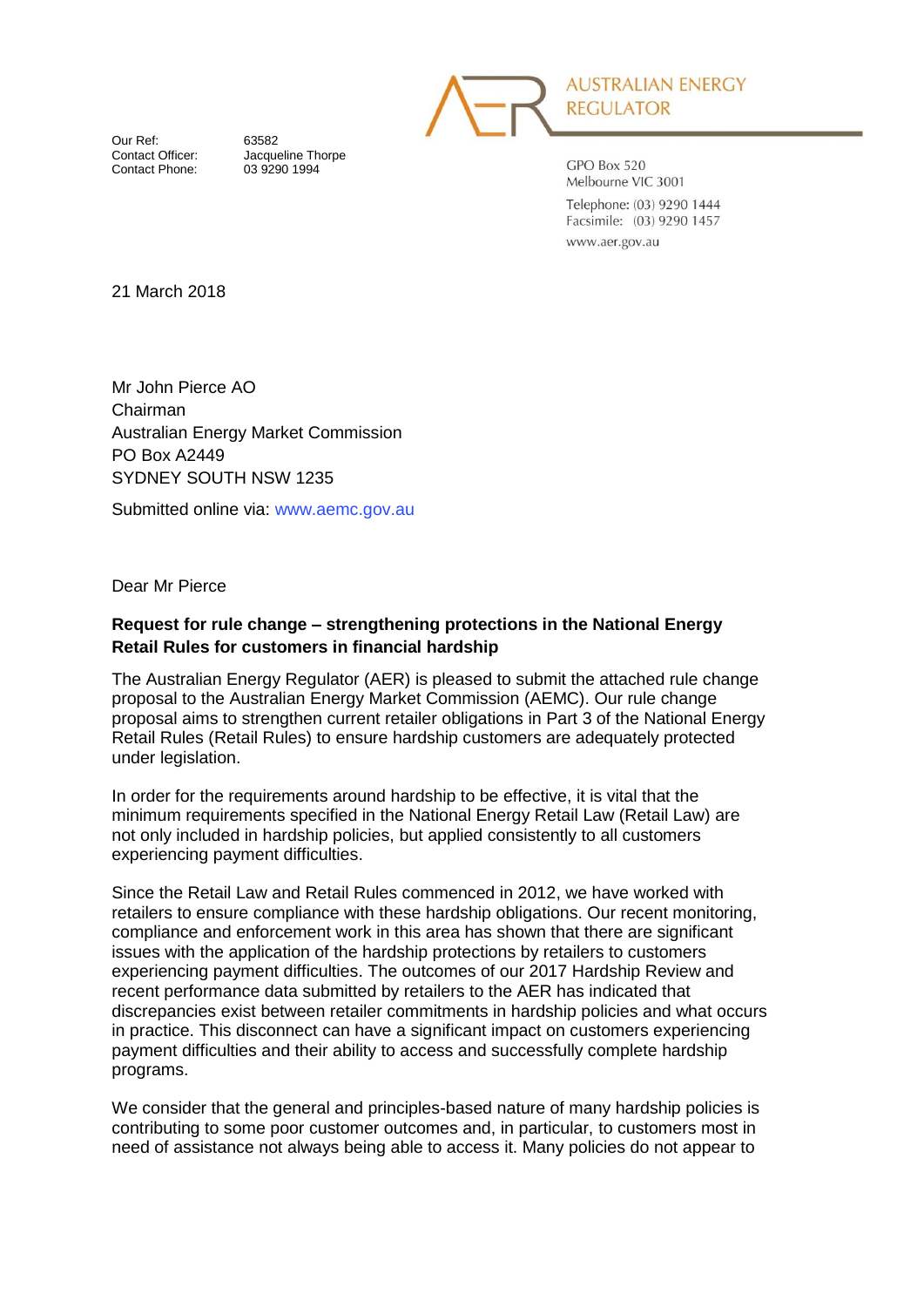AUSTRALIAN ENERGY REGULATOR

GPO Box 520
Melbourne VIC 3001

Telephone: (03) 9290 1444
Facsimile: (03) 9290 1457

www.aer.gov.au

Our Ref: 63582
Contact Officer: Jacqueline Thorpe
Contact Phone: 03 9290 1994

21 March 2018

Mr John Pierce AO
Chairman
Australian Energy Market Commission
PO Box A2449
SYDNEY SOUTH NSW 1235

Submitted online via: www.aemc.gov.au

Dear Mr Pierce

**Request for rule change – strengthening protections in the National Energy Retail Rules for customers in financial hardship**

The Australian Energy Regulator (AER) is pleased to submit the attached rule change proposal to the Australian Energy Market Commission (AEMC). Our rule change proposal aims to strengthen current retailer obligations in Part 3 of the National Energy Retail Rules (Retail Rules) to ensure hardship customers are adequately protected under legislation.

In order for the requirements around hardship to be effective, it is vital that the minimum requirements specified in the National Energy Retail Law (Retail Law) are not only included in hardship policies, but applied consistently to all customers experiencing payment difficulties.

Since the Retail Law and Retail Rules commenced in 2012, we have worked with retailers to ensure compliance with these hardship obligations. Our recent monitoring, compliance and enforcement work in this area has shown that there are significant issues with the application of the hardship protections by retailers to customers experiencing payment difficulties. The outcomes of our 2017 Hardship Review and recent performance data submitted by retailers to the AER has indicated that discrepancies exist between retailer commitments in hardship policies and what occurs in practice. This disconnect can have a significant impact on customers experiencing payment difficulties and their ability to access and successfully complete hardship programs.

We consider that the general and principles-based nature of many hardship policies is contributing to some poor customer outcomes and, in particular, to customers most in need of assistance not always being able to access it. Many policies do not appear to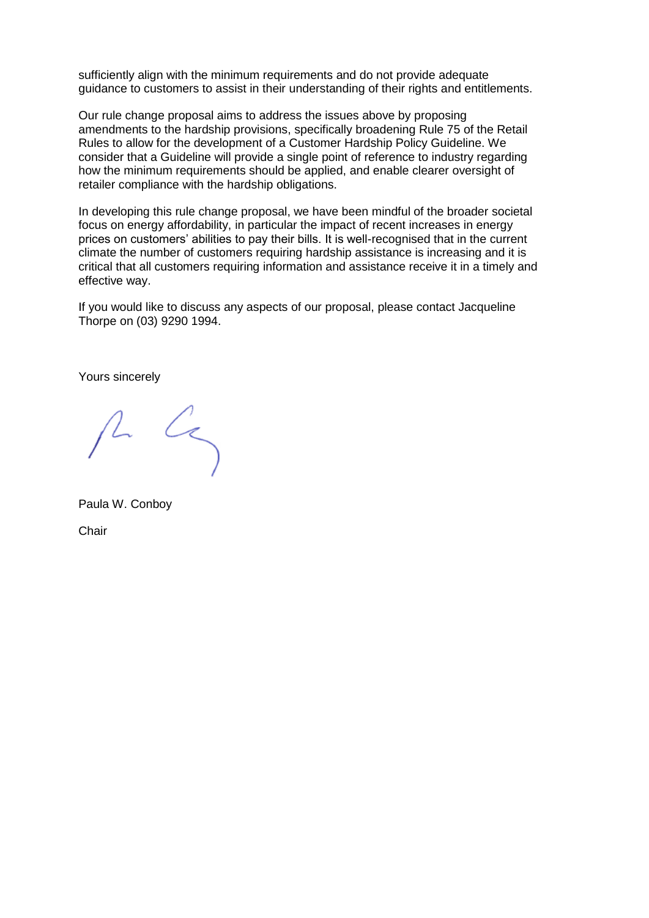sufficiently align with the minimum requirements and do not provide adequate guidance to customers to assist in their understanding of their rights and entitlements.

Our rule change proposal aims to address the issues above by proposing amendments to the hardship provisions, specifically broadening Rule 75 of the Retail Rules to allow for the development of a Customer Hardship Policy Guideline. We consider that a Guideline will provide a single point of reference to industry regarding how the minimum requirements should be applied, and enable clearer oversight of retailer compliance with the hardship obligations.

In developing this rule change proposal, we have been mindful of the broader societal focus on energy affordability, in particular the impact of recent increases in energy prices on customers' abilities to pay their bills. It is well-recognised that in the current climate the number of customers requiring hardship assistance is increasing and it is critical that all customers requiring information and assistance receive it in a timely and effective way.

If you would like to discuss any aspects of our proposal, please contact Jacqueline Thorpe on (03) 9290 1994.

Yours sincerely

Paula W. Conboy

Chair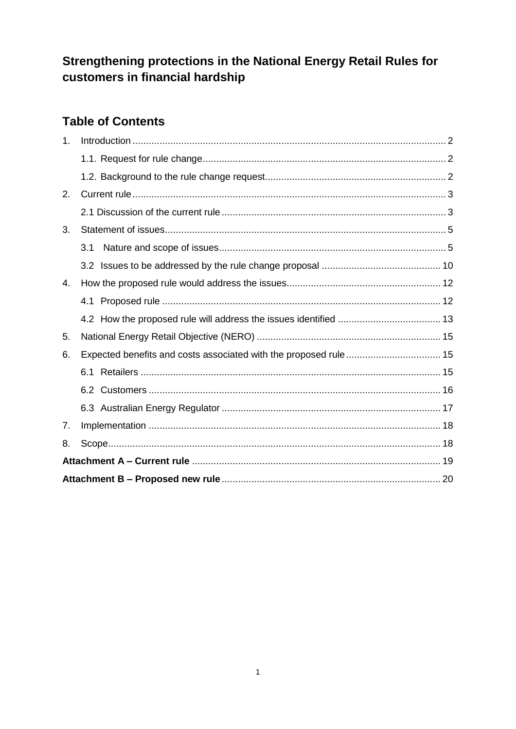# Strengthening protections in the National Energy Retail Rules for customers in financial hardship

## Table of Contents

1. Introduction .......... 2
   - 1.1. Request for rule change .......... 2
   - 1.2. Background to the rule change request .......... 2
2. Current rule .......... 3
   - 2.1 Discussion of the current rule .......... 3
3. Statement of issues .......... 5
   - 3.1 Nature and scope of issues .......... 5
   - 3.2 Issues to be addressed by the rule change proposal .......... 10
4. How the proposed rule would address the issues .......... 12
   - 4.1 Proposed rule .......... 12
   - 4.2 How the proposed rule will address the issues identified .......... 13
5. National Energy Retail Objective (NERO) .......... 15
6. Expected benefits and costs associated with the proposed rule .......... 15
   - 6.1 Retailers .......... 15
   - 6.2 Customers .......... 16
   - 6.3 Australian Energy Regulator .......... 17
7. Implementation .......... 18
8. Scope .......... 18

**Attachment A – Current rule** .......... 19

**Attachment B – Proposed new rule** .......... 20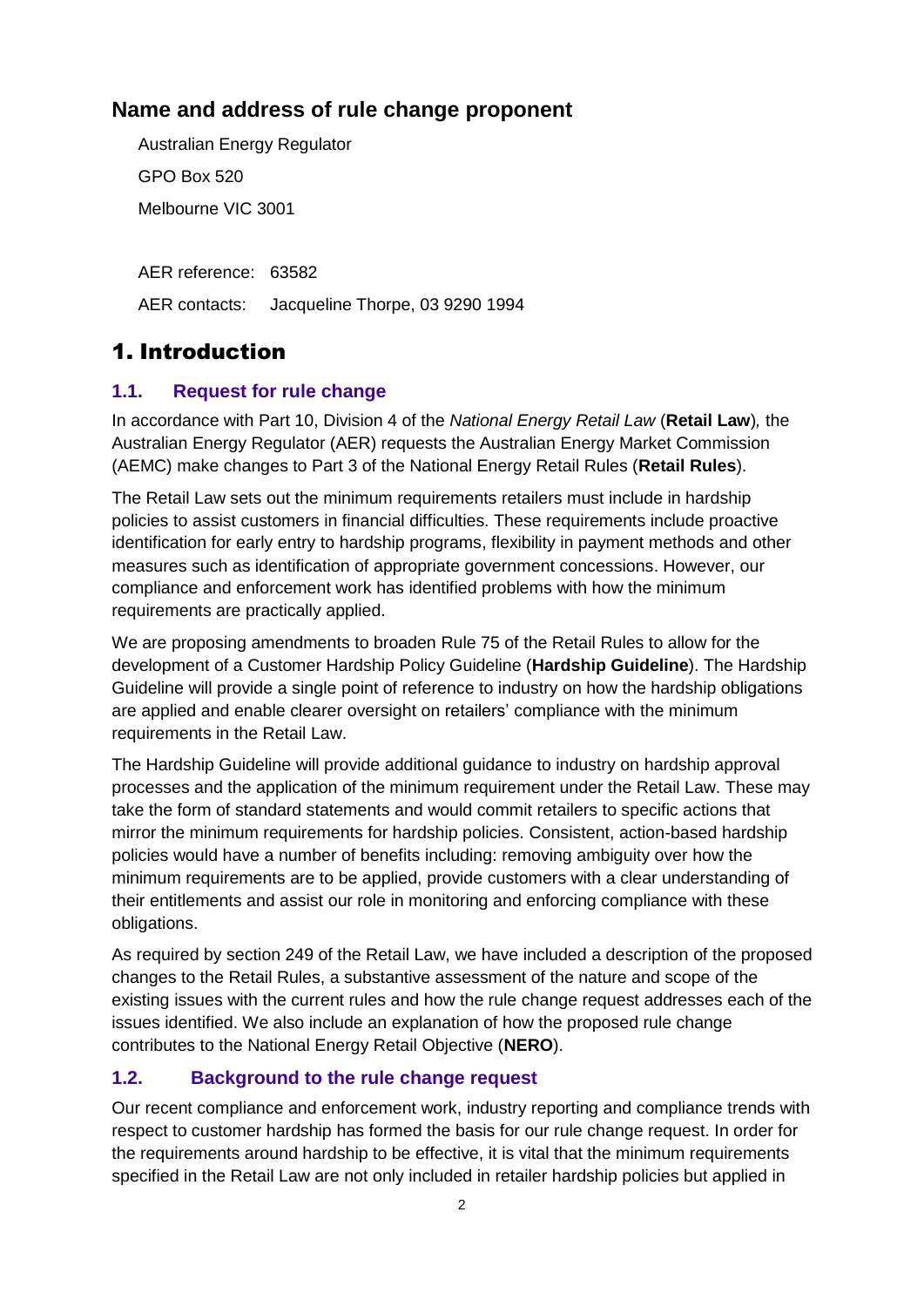## Name and address of rule change proponent

Australian Energy Regulator

GPO Box 520

Melbourne VIC 3001

AER reference: 63582

AER contacts: Jacqueline Thorpe, 03 9290 1994

# 1. Introduction

### 1.1. Request for rule change

In accordance with Part 10, Division 4 of the *National Energy Retail Law* (**Retail Law**)*,* the Australian Energy Regulator (AER) requests the Australian Energy Market Commission (AEMC) make changes to Part 3 of the National Energy Retail Rules (**Retail Rules**).

The Retail Law sets out the minimum requirements retailers must include in hardship policies to assist customers in financial difficulties. These requirements include proactive identification for early entry to hardship programs, flexibility in payment methods and other measures such as identification of appropriate government concessions. However, our compliance and enforcement work has identified problems with how the minimum requirements are practically applied.

We are proposing amendments to broaden Rule 75 of the Retail Rules to allow for the development of a Customer Hardship Policy Guideline (**Hardship Guideline**). The Hardship Guideline will provide a single point of reference to industry on how the hardship obligations are applied and enable clearer oversight on retailers' compliance with the minimum requirements in the Retail Law.

The Hardship Guideline will provide additional guidance to industry on hardship approval processes and the application of the minimum requirement under the Retail Law. These may take the form of standard statements and would commit retailers to specific actions that mirror the minimum requirements for hardship policies. Consistent, action-based hardship policies would have a number of benefits including: removing ambiguity over how the minimum requirements are to be applied, provide customers with a clear understanding of their entitlements and assist our role in monitoring and enforcing compliance with these obligations.

As required by section 249 of the Retail Law, we have included a description of the proposed changes to the Retail Rules, a substantive assessment of the nature and scope of the existing issues with the current rules and how the rule change request addresses each of the issues identified. We also include an explanation of how the proposed rule change contributes to the National Energy Retail Objective (**NERO**).

### 1.2. Background to the rule change request

Our recent compliance and enforcement work, industry reporting and compliance trends with respect to customer hardship has formed the basis for our rule change request. In order for the requirements around hardship to be effective, it is vital that the minimum requirements specified in the Retail Law are not only included in retailer hardship policies but applied in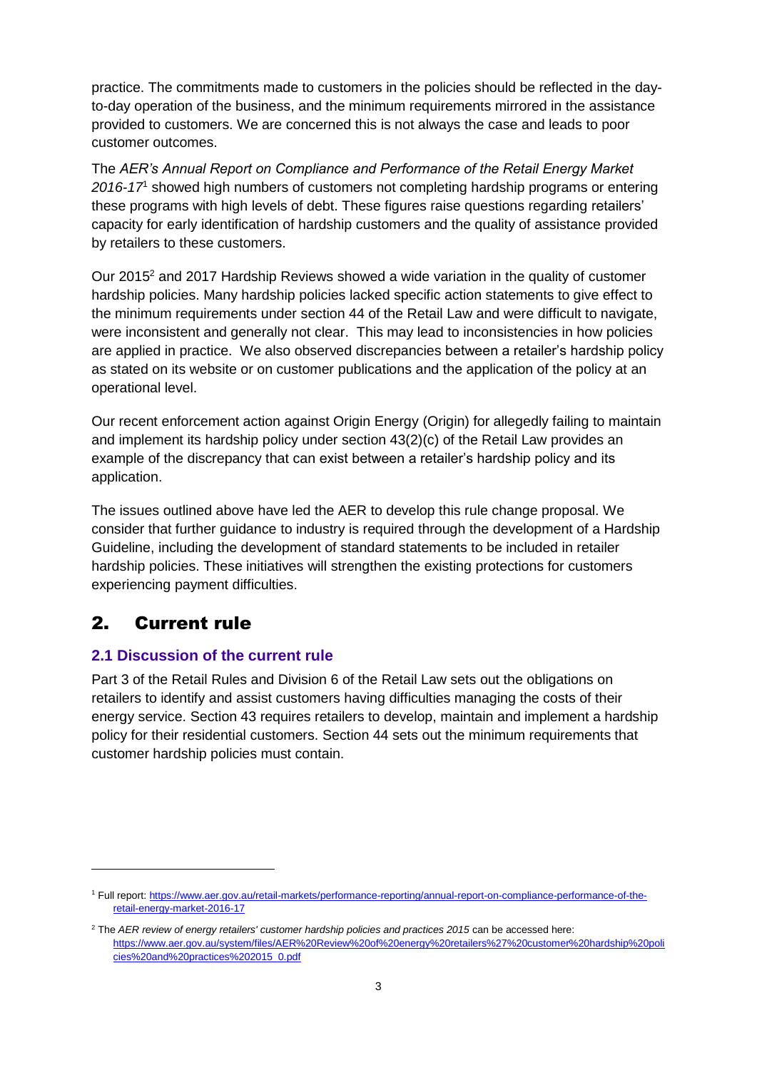practice. The commitments made to customers in the policies should be reflected in the day-to-day operation of the business, and the minimum requirements mirrored in the assistance provided to customers. We are concerned this is not always the case and leads to poor customer outcomes.

The *AER's Annual Report on Compliance and Performance of the Retail Energy Market 2016-17*[1] showed high numbers of customers not completing hardship programs or entering these programs with high levels of debt. These figures raise questions regarding retailers' capacity for early identification of hardship customers and the quality of assistance provided by retailers to these customers.

Our 2015[2] and 2017 Hardship Reviews showed a wide variation in the quality of customer hardship policies. Many hardship policies lacked specific action statements to give effect to the minimum requirements under section 44 of the Retail Law and were difficult to navigate, were inconsistent and generally not clear. This may lead to inconsistencies in how policies are applied in practice. We also observed discrepancies between a retailer's hardship policy as stated on its website or on customer publications and the application of the policy at an operational level.

Our recent enforcement action against Origin Energy (Origin) for allegedly failing to maintain and implement its hardship policy under section 43(2)(c) of the Retail Law provides an example of the discrepancy that can exist between a retailer's hardship policy and its application.

The issues outlined above have led the AER to develop this rule change proposal. We consider that further guidance to industry is required through the development of a Hardship Guideline, including the development of standard statements to be included in retailer hardship policies. These initiatives will strengthen the existing protections for customers experiencing payment difficulties.

## 2. Current rule

### 2.1 Discussion of the current rule

Part 3 of the Retail Rules and Division 6 of the Retail Law sets out the obligations on retailers to identify and assist customers having difficulties managing the costs of their energy service. Section 43 requires retailers to develop, maintain and implement a hardship policy for their residential customers. Section 44 sets out the minimum requirements that customer hardship policies must contain.

---

[1] Full report: https://www.aer.gov.au/retail-markets/performance-reporting/annual-report-on-compliance-performance-of-the-retail-energy-market-2016-17

[2] The *AER review of energy retailers' customer hardship policies and practices 2015* can be accessed here: https://www.aer.gov.au/system/files/AER%20Review%20of%20energy%20retailers%27%20customer%20hardship%20policies%20and%20practices%202015_0.pdf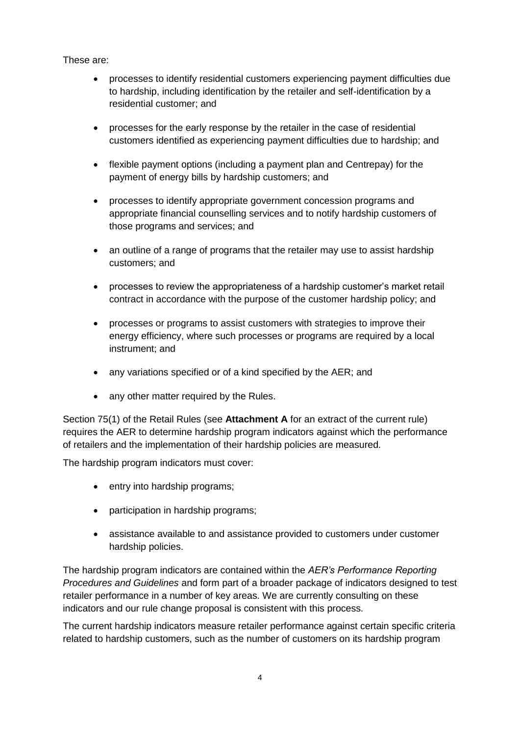These are:

- processes to identify residential customers experiencing payment difficulties due to hardship, including identification by the retailer and self-identification by a residential customer; and
- processes for the early response by the retailer in the case of residential customers identified as experiencing payment difficulties due to hardship; and
- flexible payment options (including a payment plan and Centrepay) for the payment of energy bills by hardship customers; and
- processes to identify appropriate government concession programs and appropriate financial counselling services and to notify hardship customers of those programs and services; and
- an outline of a range of programs that the retailer may use to assist hardship customers; and
- processes to review the appropriateness of a hardship customer's market retail contract in accordance with the purpose of the customer hardship policy; and
- processes or programs to assist customers with strategies to improve their energy efficiency, where such processes or programs are required by a local instrument; and
- any variations specified or of a kind specified by the AER; and
- any other matter required by the Rules.

Section 75(1) of the Retail Rules (see **Attachment A** for an extract of the current rule) requires the AER to determine hardship program indicators against which the performance of retailers and the implementation of their hardship policies are measured.

The hardship program indicators must cover:

- entry into hardship programs;
- participation in hardship programs;
- assistance available to and assistance provided to customers under customer hardship policies.

The hardship program indicators are contained within the *AER's Performance Reporting Procedures and Guidelines* and form part of a broader package of indicators designed to test retailer performance in a number of key areas. We are currently consulting on these indicators and our rule change proposal is consistent with this process.

The current hardship indicators measure retailer performance against certain specific criteria related to hardship customers, such as the number of customers on its hardship program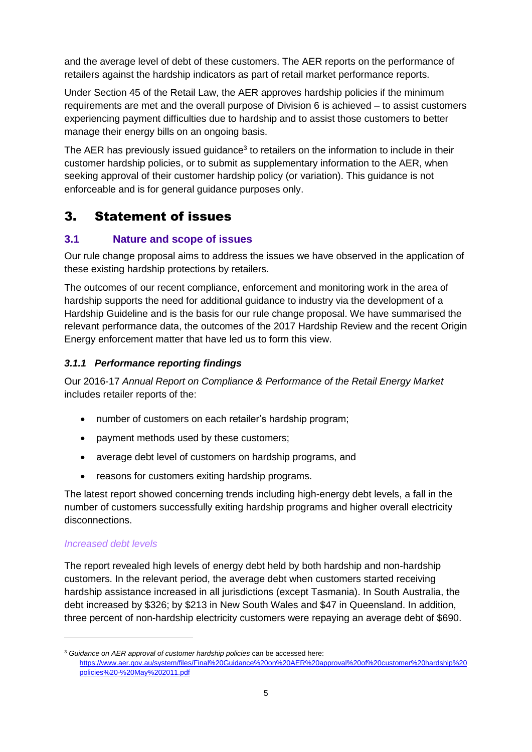and the average level of debt of these customers. The AER reports on the performance of retailers against the hardship indicators as part of retail market performance reports.

Under Section 45 of the Retail Law, the AER approves hardship policies if the minimum requirements are met and the overall purpose of Division 6 is achieved – to assist customers experiencing payment difficulties due to hardship and to assist those customers to better manage their energy bills on an ongoing basis.

The AER has previously issued guidance[3] to retailers on the information to include in their customer hardship policies, or to submit as supplementary information to the AER, when seeking approval of their customer hardship policy (or variation). This guidance is not enforceable and is for general guidance purposes only.

# 3. Statement of issues

## 3.1 Nature and scope of issues

Our rule change proposal aims to address the issues we have observed in the application of these existing hardship protections by retailers.

The outcomes of our recent compliance, enforcement and monitoring work in the area of hardship supports the need for additional guidance to industry via the development of a Hardship Guideline and is the basis for our rule change proposal. We have summarised the relevant performance data, the outcomes of the 2017 Hardship Review and the recent Origin Energy enforcement matter that have led us to form this view.

### *3.1.1 Performance reporting findings*

Our 2016-17 *Annual Report on Compliance & Performance of the Retail Energy Market* includes retailer reports of the:

- number of customers on each retailer's hardship program;
- payment methods used by these customers;
- average debt level of customers on hardship programs, and
- reasons for customers exiting hardship programs.

The latest report showed concerning trends including high-energy debt levels, a fall in the number of customers successfully exiting hardship programs and higher overall electricity disconnections.

*Increased debt levels*

The report revealed high levels of energy debt held by both hardship and non-hardship customers. In the relevant period, the average debt when customers started receiving hardship assistance increased in all jurisdictions (except Tasmania). In South Australia, the debt increased by $326; by $213 in New South Wales and $47 in Queensland. In addition, three percent of non-hardship electricity customers were repaying an average debt of $690.

---

[3] *Guidance on AER approval of customer hardship policies* can be accessed here: https://www.aer.gov.au/system/files/Final%20Guidance%20on%20AER%20approval%20of%20customer%20hardship%20policies%20-%20May%202011.pdf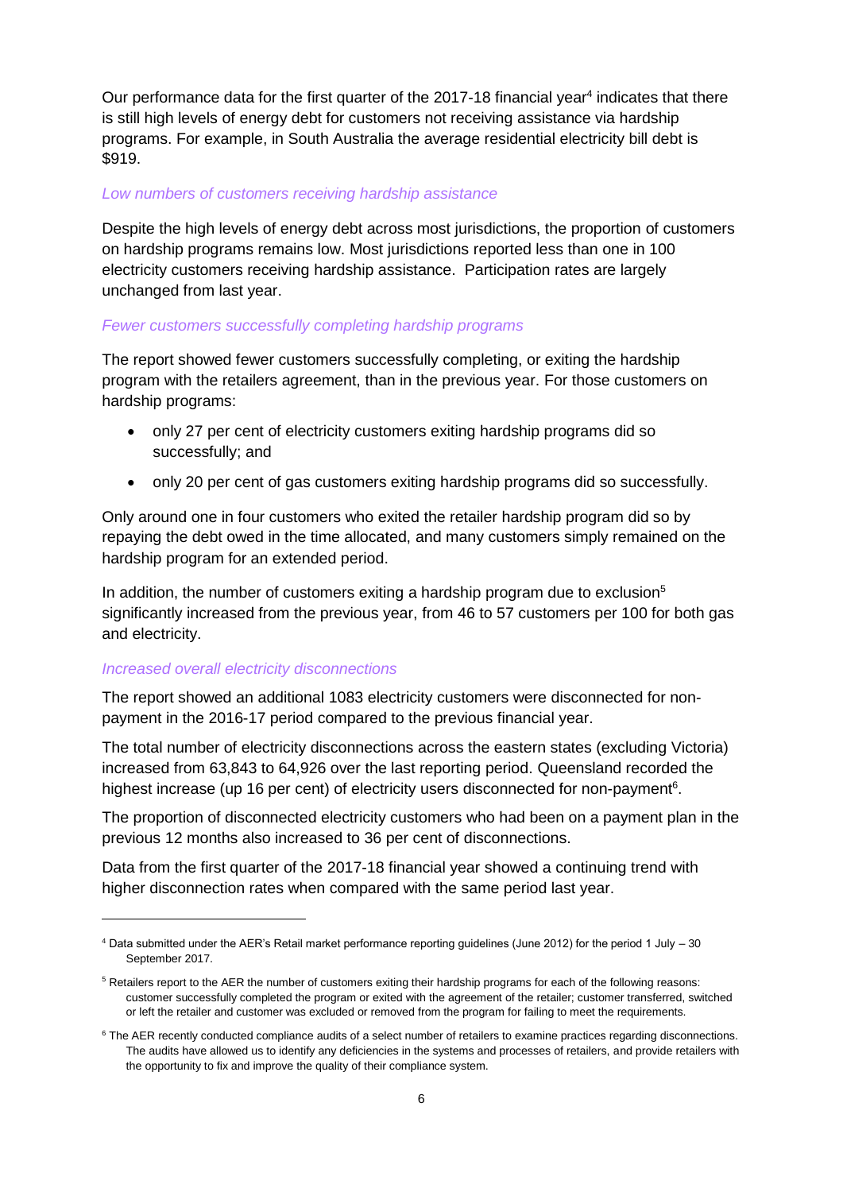Our performance data for the first quarter of the 2017-18 financial year[4] indicates that there is still high levels of energy debt for customers not receiving assistance via hardship programs. For example, in South Australia the average residential electricity bill debt is $919.

### *Low numbers of customers receiving hardship assistance*

Despite the high levels of energy debt across most jurisdictions, the proportion of customers on hardship programs remains low. Most jurisdictions reported less than one in 100 electricity customers receiving hardship assistance. Participation rates are largely unchanged from last year.

### *Fewer customers successfully completing hardship programs*

The report showed fewer customers successfully completing, or exiting the hardship program with the retailers agreement, than in the previous year. For those customers on hardship programs:

- only 27 per cent of electricity customers exiting hardship programs did so successfully; and
- only 20 per cent of gas customers exiting hardship programs did so successfully.

Only around one in four customers who exited the retailer hardship program did so by repaying the debt owed in the time allocated, and many customers simply remained on the hardship program for an extended period.

In addition, the number of customers exiting a hardship program due to exclusion[5] significantly increased from the previous year, from 46 to 57 customers per 100 for both gas and electricity.

### *Increased overall electricity disconnections*

The report showed an additional 1083 electricity customers were disconnected for non-payment in the 2016-17 period compared to the previous financial year.

The total number of electricity disconnections across the eastern states (excluding Victoria) increased from 63,843 to 64,926 over the last reporting period. Queensland recorded the highest increase (up 16 per cent) of electricity users disconnected for non-payment[6].

The proportion of disconnected electricity customers who had been on a payment plan in the previous 12 months also increased to 36 per cent of disconnections.

Data from the first quarter of the 2017-18 financial year showed a continuing trend with higher disconnection rates when compared with the same period last year.

---

[4] Data submitted under the AER's Retail market performance reporting guidelines (June 2012) for the period 1 July – 30 September 2017.

[5] Retailers report to the AER the number of customers exiting their hardship programs for each of the following reasons: customer successfully completed the program or exited with the agreement of the retailer; customer transferred, switched or left the retailer and customer was excluded or removed from the program for failing to meet the requirements.

[6] The AER recently conducted compliance audits of a select number of retailers to examine practices regarding disconnections. The audits have allowed us to identify any deficiencies in the systems and processes of retailers, and provide retailers with the opportunity to fix and improve the quality of their compliance system.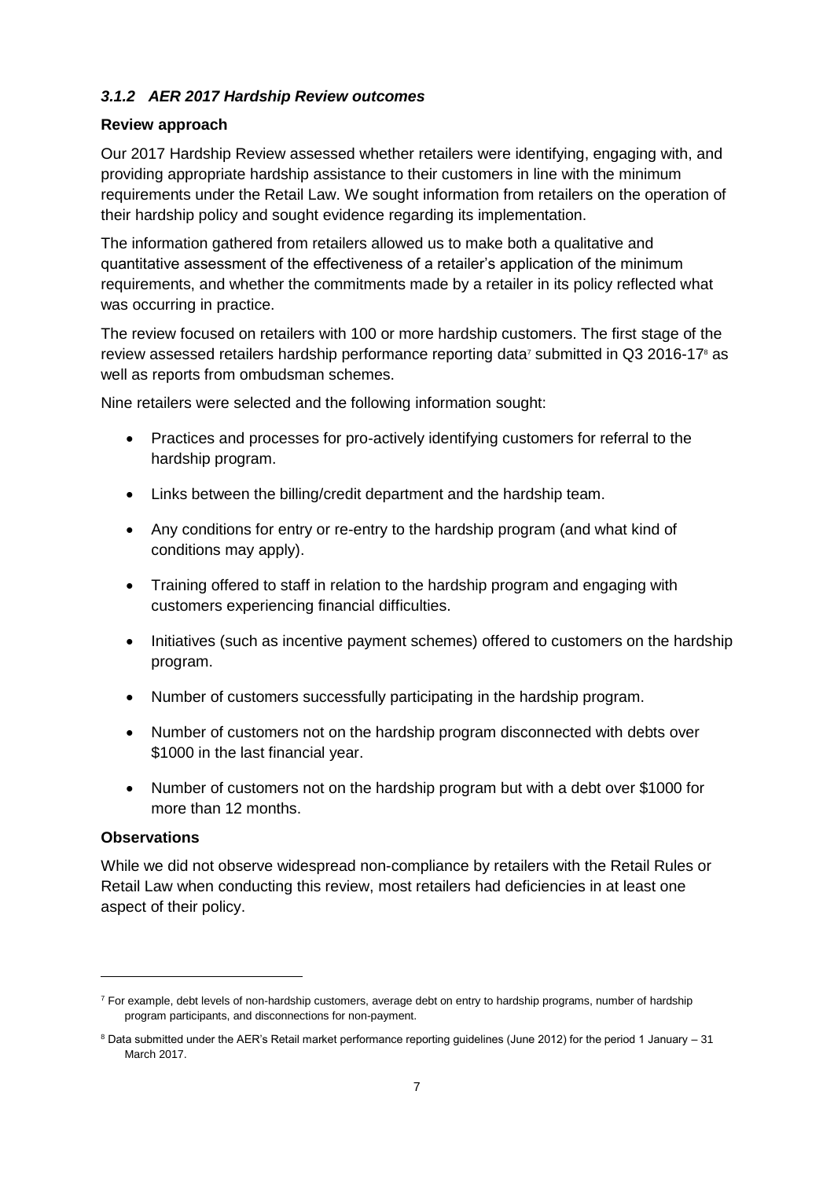### *3.1.2 AER 2017 Hardship Review outcomes*

**Review approach**

Our 2017 Hardship Review assessed whether retailers were identifying, engaging with, and providing appropriate hardship assistance to their customers in line with the minimum requirements under the Retail Law. We sought information from retailers on the operation of their hardship policy and sought evidence regarding its implementation.

The information gathered from retailers allowed us to make both a qualitative and quantitative assessment of the effectiveness of a retailer's application of the minimum requirements, and whether the commitments made by a retailer in its policy reflected what was occurring in practice.

The review focused on retailers with 100 or more hardship customers. The first stage of the review assessed retailers hardship performance reporting data[7] submitted in Q3 2016-17[8] as well as reports from ombudsman schemes.

Nine retailers were selected and the following information sought:

- Practices and processes for pro-actively identifying customers for referral to the hardship program.
- Links between the billing/credit department and the hardship team.
- Any conditions for entry or re-entry to the hardship program (and what kind of conditions may apply).
- Training offered to staff in relation to the hardship program and engaging with customers experiencing financial difficulties.
- Initiatives (such as incentive payment schemes) offered to customers on the hardship program.
- Number of customers successfully participating in the hardship program.
- Number of customers not on the hardship program disconnected with debts over \$1000 in the last financial year.
- Number of customers not on the hardship program but with a debt over \$1000 for more than 12 months.

**Observations**

While we did not observe widespread non-compliance by retailers with the Retail Rules or Retail Law when conducting this review, most retailers had deficiencies in at least one aspect of their policy.

---

[7] For example, debt levels of non-hardship customers, average debt on entry to hardship programs, number of hardship program participants, and disconnections for non-payment.

[8] Data submitted under the AER's Retail market performance reporting guidelines (June 2012) for the period 1 January – 31 March 2017.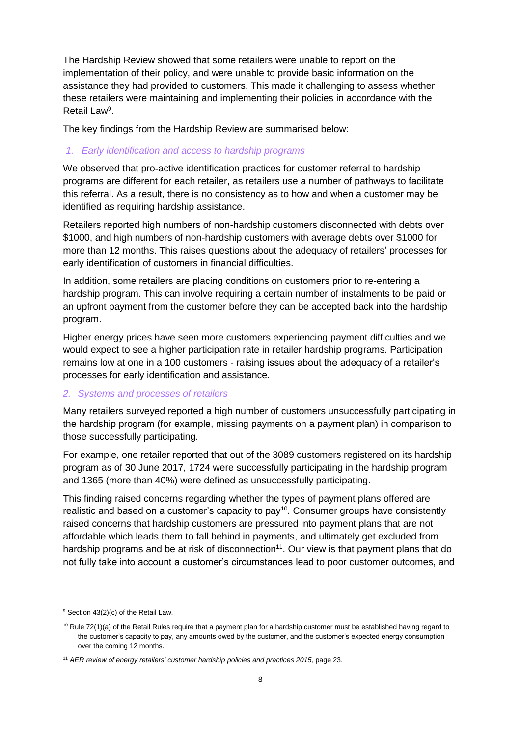The Hardship Review showed that some retailers were unable to report on the implementation of their policy, and were unable to provide basic information on the assistance they had provided to customers. This made it challenging to assess whether these retailers were maintaining and implementing their policies in accordance with the Retail Law[9].

The key findings from the Hardship Review are summarised below:

### *1. Early identification and access to hardship programs*

We observed that pro-active identification practices for customer referral to hardship programs are different for each retailer, as retailers use a number of pathways to facilitate this referral. As a result, there is no consistency as to how and when a customer may be identified as requiring hardship assistance.

Retailers reported high numbers of non-hardship customers disconnected with debts over $1000, and high numbers of non-hardship customers with average debts over $1000 for more than 12 months. This raises questions about the adequacy of retailers' processes for early identification of customers in financial difficulties.

In addition, some retailers are placing conditions on customers prior to re-entering a hardship program. This can involve requiring a certain number of instalments to be paid or an upfront payment from the customer before they can be accepted back into the hardship program.

Higher energy prices have seen more customers experiencing payment difficulties and we would expect to see a higher participation rate in retailer hardship programs. Participation remains low at one in a 100 customers - raising issues about the adequacy of a retailer's processes for early identification and assistance.

### *2. Systems and processes of retailers*

Many retailers surveyed reported a high number of customers unsuccessfully participating in the hardship program (for example, missing payments on a payment plan) in comparison to those successfully participating.

For example, one retailer reported that out of the 3089 customers registered on its hardship program as of 30 June 2017, 1724 were successfully participating in the hardship program and 1365 (more than 40%) were defined as unsuccessfully participating.

This finding raised concerns regarding whether the types of payment plans offered are realistic and based on a customer's capacity to pay[10]. Consumer groups have consistently raised concerns that hardship customers are pressured into payment plans that are not affordable which leads them to fall behind in payments, and ultimately get excluded from hardship programs and be at risk of disconnection[11]. Our view is that payment plans that do not fully take into account a customer's circumstances lead to poor customer outcomes, and

---

[9] Section 43(2)(c) of the Retail Law.

[10] Rule 72(1)(a) of the Retail Rules require that a payment plan for a hardship customer must be established having regard to the customer's capacity to pay, any amounts owed by the customer, and the customer's expected energy consumption over the coming 12 months.

[11] *AER review of energy retailers' customer hardship policies and practices 2015,* page 23.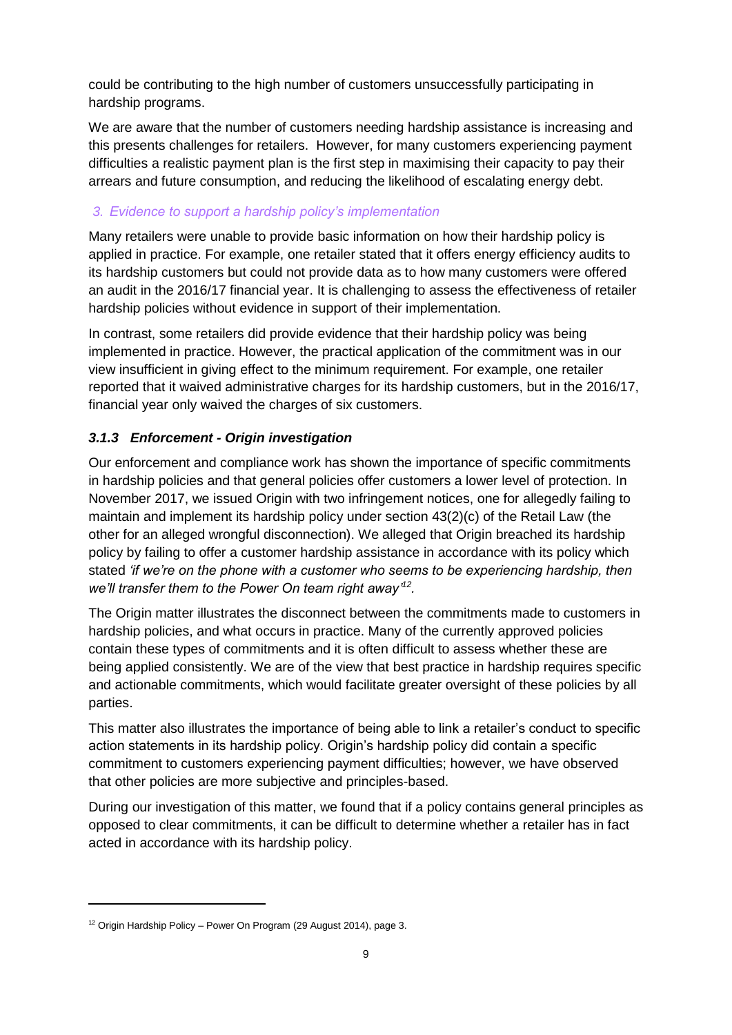could be contributing to the high number of customers unsuccessfully participating in hardship programs.

We are aware that the number of customers needing hardship assistance is increasing and this presents challenges for retailers. However, for many customers experiencing payment difficulties a realistic payment plan is the first step in maximising their capacity to pay their arrears and future consumption, and reducing the likelihood of escalating energy debt.

*3. Evidence to support a hardship policy's implementation*

Many retailers were unable to provide basic information on how their hardship policy is applied in practice. For example, one retailer stated that it offers energy efficiency audits to its hardship customers but could not provide data as to how many customers were offered an audit in the 2016/17 financial year. It is challenging to assess the effectiveness of retailer hardship policies without evidence in support of their implementation.

In contrast, some retailers did provide evidence that their hardship policy was being implemented in practice. However, the practical application of the commitment was in our view insufficient in giving effect to the minimum requirement. For example, one retailer reported that it waived administrative charges for its hardship customers, but in the 2016/17, financial year only waived the charges of six customers.

### *3.1.3 Enforcement - Origin investigation*

Our enforcement and compliance work has shown the importance of specific commitments in hardship policies and that general policies offer customers a lower level of protection. In November 2017, we issued Origin with two infringement notices, one for allegedly failing to maintain and implement its hardship policy under section 43(2)(c) of the Retail Law (the other for an alleged wrongful disconnection). We alleged that Origin breached its hardship policy by failing to offer a customer hardship assistance in accordance with its policy which stated *'if we're on the phone with a customer who seems to be experiencing hardship, then we'll transfer them to the Power On team right away'*[12].

The Origin matter illustrates the disconnect between the commitments made to customers in hardship policies, and what occurs in practice. Many of the currently approved policies contain these types of commitments and it is often difficult to assess whether these are being applied consistently. We are of the view that best practice in hardship requires specific and actionable commitments, which would facilitate greater oversight of these policies by all parties.

This matter also illustrates the importance of being able to link a retailer's conduct to specific action statements in its hardship policy. Origin's hardship policy did contain a specific commitment to customers experiencing payment difficulties; however, we have observed that other policies are more subjective and principles-based.

During our investigation of this matter, we found that if a policy contains general principles as opposed to clear commitments, it can be difficult to determine whether a retailer has in fact acted in accordance with its hardship policy.

---

[12] Origin Hardship Policy – Power On Program (29 August 2014), page 3.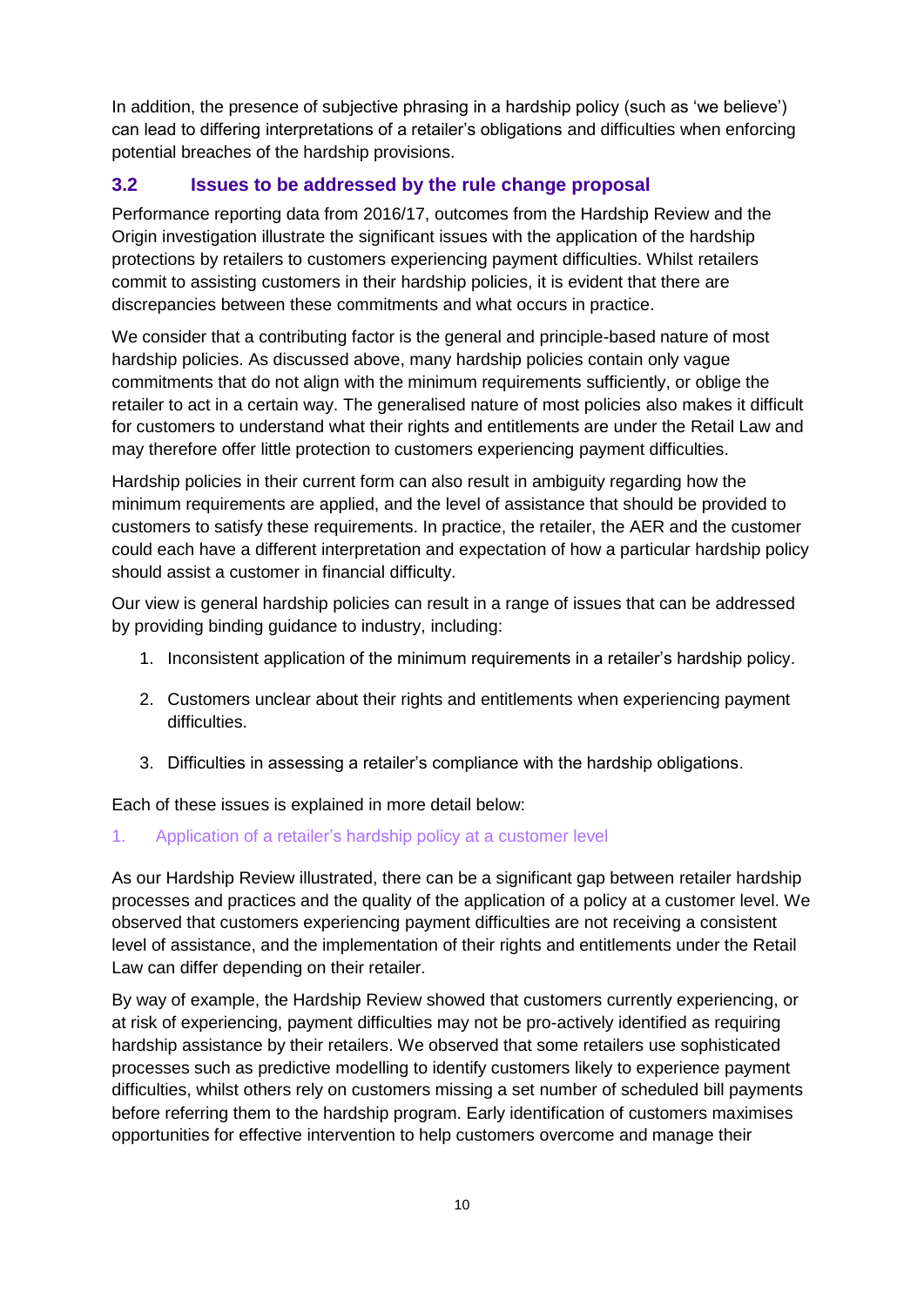In addition, the presence of subjective phrasing in a hardship policy (such as 'we believe') can lead to differing interpretations of a retailer's obligations and difficulties when enforcing potential breaches of the hardship provisions.

## 3.2 Issues to be addressed by the rule change proposal

Performance reporting data from 2016/17, outcomes from the Hardship Review and the Origin investigation illustrate the significant issues with the application of the hardship protections by retailers to customers experiencing payment difficulties. Whilst retailers commit to assisting customers in their hardship policies, it is evident that there are discrepancies between these commitments and what occurs in practice.

We consider that a contributing factor is the general and principle-based nature of most hardship policies. As discussed above, many hardship policies contain only vague commitments that do not align with the minimum requirements sufficiently, or oblige the retailer to act in a certain way. The generalised nature of most policies also makes it difficult for customers to understand what their rights and entitlements are under the Retail Law and may therefore offer little protection to customers experiencing payment difficulties.

Hardship policies in their current form can also result in ambiguity regarding how the minimum requirements are applied, and the level of assistance that should be provided to customers to satisfy these requirements. In practice, the retailer, the AER and the customer could each have a different interpretation and expectation of how a particular hardship policy should assist a customer in financial difficulty.

Our view is general hardship policies can result in a range of issues that can be addressed by providing binding guidance to industry, including:

1. Inconsistent application of the minimum requirements in a retailer's hardship policy.
2. Customers unclear about their rights and entitlements when experiencing payment difficulties.
3. Difficulties in assessing a retailer's compliance with the hardship obligations.

Each of these issues is explained in more detail below:

### 1. Application of a retailer's hardship policy at a customer level

As our Hardship Review illustrated, there can be a significant gap between retailer hardship processes and practices and the quality of the application of a policy at a customer level. We observed that customers experiencing payment difficulties are not receiving a consistent level of assistance, and the implementation of their rights and entitlements under the Retail Law can differ depending on their retailer.

By way of example, the Hardship Review showed that customers currently experiencing, or at risk of experiencing, payment difficulties may not be pro-actively identified as requiring hardship assistance by their retailers. We observed that some retailers use sophisticated processes such as predictive modelling to identify customers likely to experience payment difficulties, whilst others rely on customers missing a set number of scheduled bill payments before referring them to the hardship program. Early identification of customers maximises opportunities for effective intervention to help customers overcome and manage their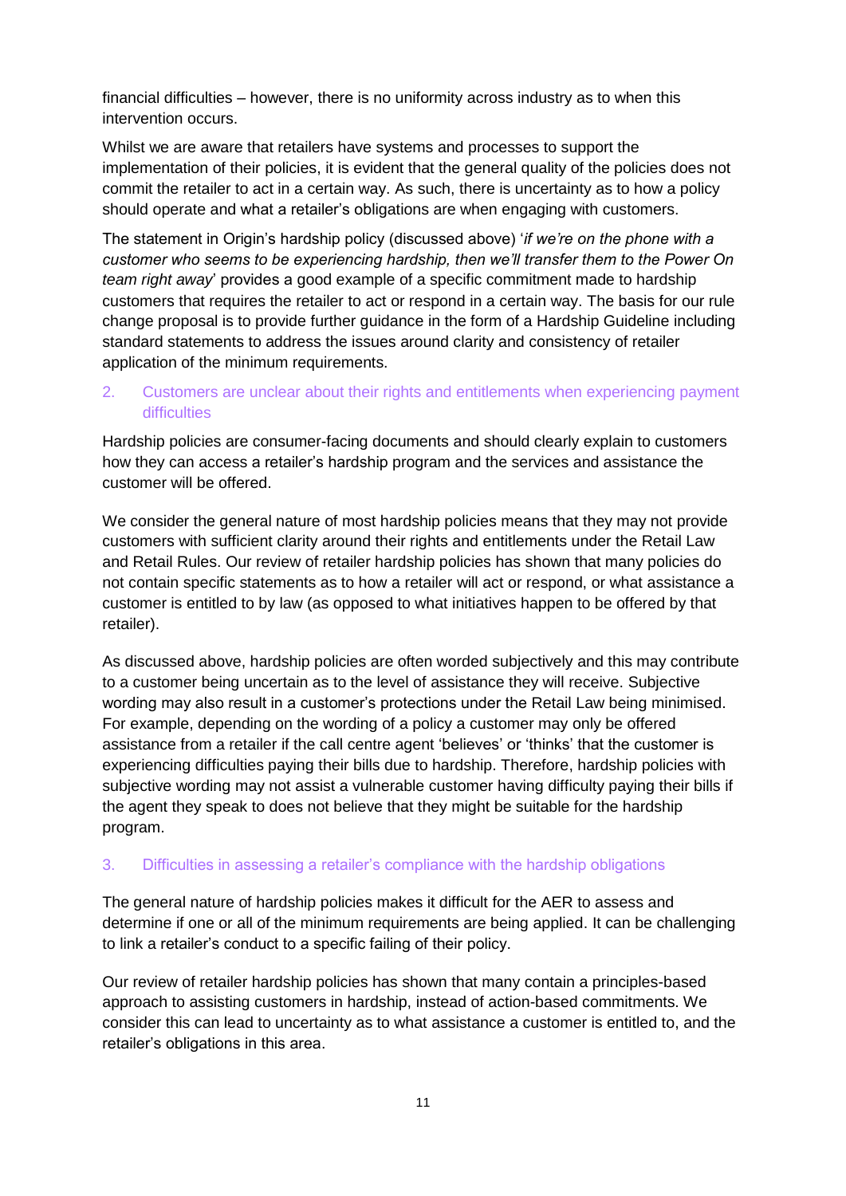financial difficulties – however, there is no uniformity across industry as to when this intervention occurs.

Whilst we are aware that retailers have systems and processes to support the implementation of their policies, it is evident that the general quality of the policies does not commit the retailer to act in a certain way. As such, there is uncertainty as to how a policy should operate and what a retailer's obligations are when engaging with customers.

The statement in Origin's hardship policy (discussed above) '*if we're on the phone with a customer who seems to be experiencing hardship, then we'll transfer them to the Power On team right away*' provides a good example of a specific commitment made to hardship customers that requires the retailer to act or respond in a certain way. The basis for our rule change proposal is to provide further guidance in the form of a Hardship Guideline including standard statements to address the issues around clarity and consistency of retailer application of the minimum requirements.

### 2. Customers are unclear about their rights and entitlements when experiencing payment difficulties

Hardship policies are consumer-facing documents and should clearly explain to customers how they can access a retailer's hardship program and the services and assistance the customer will be offered.

We consider the general nature of most hardship policies means that they may not provide customers with sufficient clarity around their rights and entitlements under the Retail Law and Retail Rules. Our review of retailer hardship policies has shown that many policies do not contain specific statements as to how a retailer will act or respond, or what assistance a customer is entitled to by law (as opposed to what initiatives happen to be offered by that retailer).

As discussed above, hardship policies are often worded subjectively and this may contribute to a customer being uncertain as to the level of assistance they will receive. Subjective wording may also result in a customer's protections under the Retail Law being minimised. For example, depending on the wording of a policy a customer may only be offered assistance from a retailer if the call centre agent 'believes' or 'thinks' that the customer is experiencing difficulties paying their bills due to hardship. Therefore, hardship policies with subjective wording may not assist a vulnerable customer having difficulty paying their bills if the agent they speak to does not believe that they might be suitable for the hardship program.

### 3. Difficulties in assessing a retailer's compliance with the hardship obligations

The general nature of hardship policies makes it difficult for the AER to assess and determine if one or all of the minimum requirements are being applied. It can be challenging to link a retailer's conduct to a specific failing of their policy.

Our review of retailer hardship policies has shown that many contain a principles-based approach to assisting customers in hardship, instead of action-based commitments. We consider this can lead to uncertainty as to what assistance a customer is entitled to, and the retailer's obligations in this area.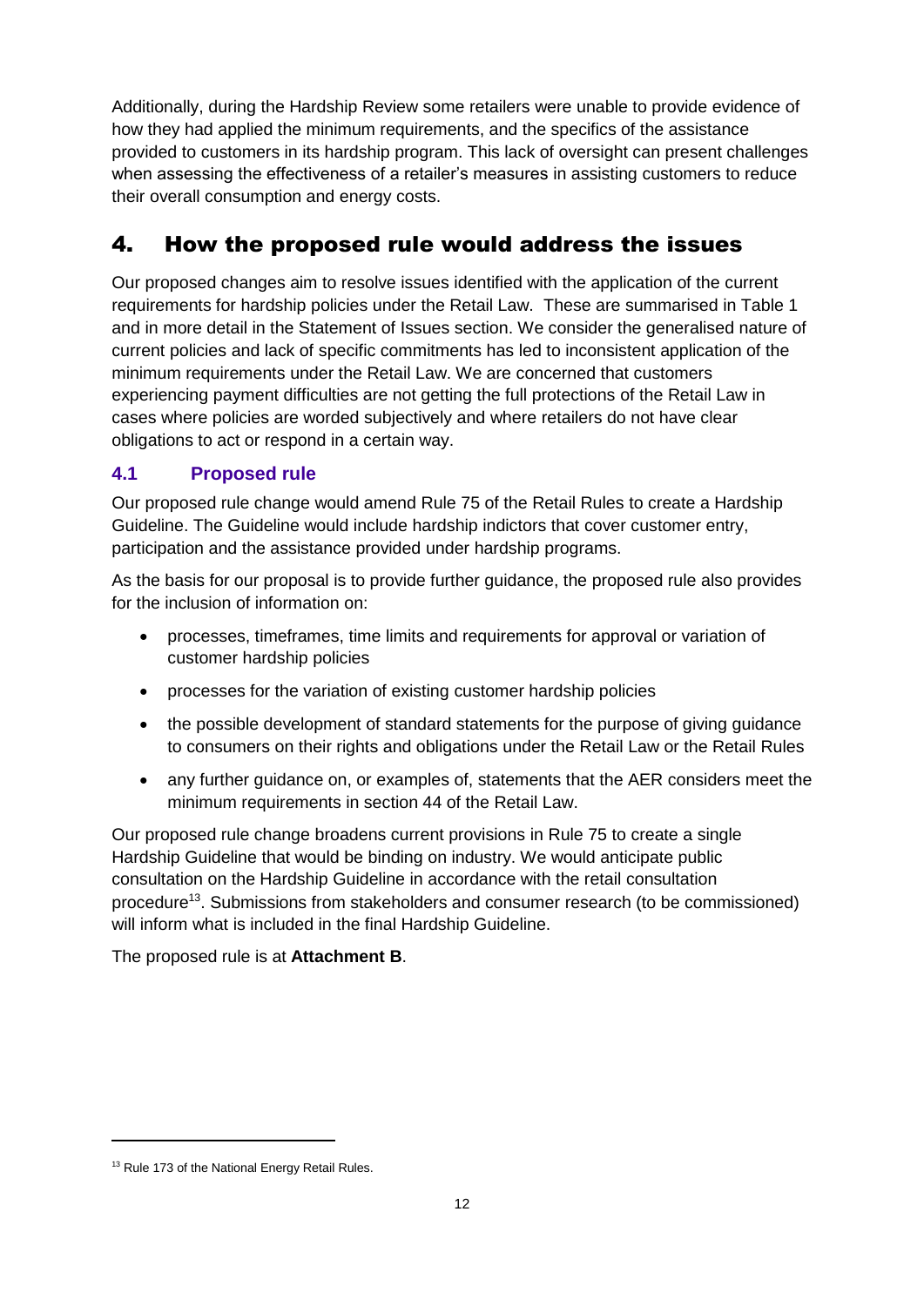Additionally, during the Hardship Review some retailers were unable to provide evidence of how they had applied the minimum requirements, and the specifics of the assistance provided to customers in its hardship program. This lack of oversight can present challenges when assessing the effectiveness of a retailer's measures in assisting customers to reduce their overall consumption and energy costs.

# 4. How the proposed rule would address the issues

Our proposed changes aim to resolve issues identified with the application of the current requirements for hardship policies under the Retail Law. These are summarised in Table 1 and in more detail in the Statement of Issues section. We consider the generalised nature of current policies and lack of specific commitments has led to inconsistent application of the minimum requirements under the Retail Law. We are concerned that customers experiencing payment difficulties are not getting the full protections of the Retail Law in cases where policies are worded subjectively and where retailers do not have clear obligations to act or respond in a certain way.

## 4.1 Proposed rule

Our proposed rule change would amend Rule 75 of the Retail Rules to create a Hardship Guideline. The Guideline would include hardship indictors that cover customer entry, participation and the assistance provided under hardship programs.

As the basis for our proposal is to provide further guidance, the proposed rule also provides for the inclusion of information on:

- processes, timeframes, time limits and requirements for approval or variation of customer hardship policies
- processes for the variation of existing customer hardship policies
- the possible development of standard statements for the purpose of giving guidance to consumers on their rights and obligations under the Retail Law or the Retail Rules
- any further guidance on, or examples of, statements that the AER considers meet the minimum requirements in section 44 of the Retail Law.

Our proposed rule change broadens current provisions in Rule 75 to create a single Hardship Guideline that would be binding on industry. We would anticipate public consultation on the Hardship Guideline in accordance with the retail consultation procedure[13]. Submissions from stakeholders and consumer research (to be commissioned) will inform what is included in the final Hardship Guideline.

The proposed rule is at **Attachment B**.

[13] Rule 173 of the National Energy Retail Rules.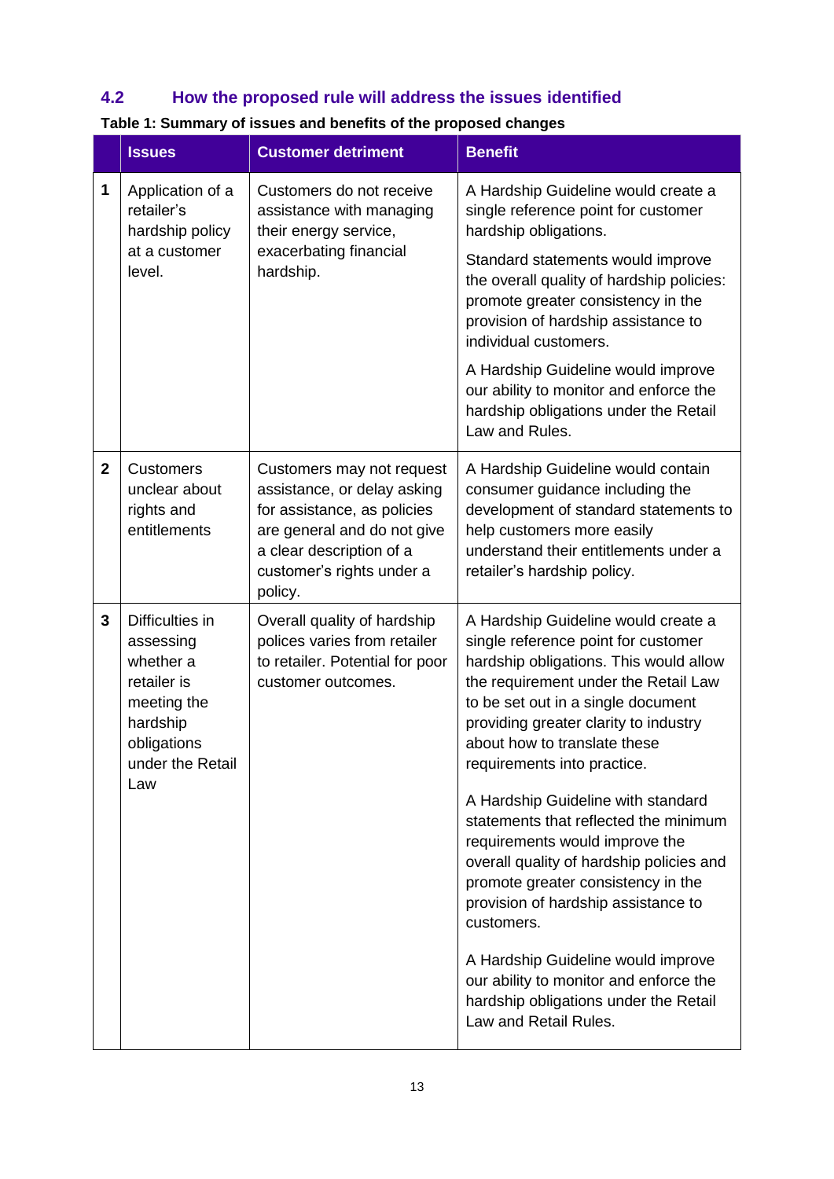## 4.2 How the proposed rule will address the issues identified

**Table 1: Summary of issues and benefits of the proposed changes**

| | Issues | Customer detriment | Benefit |
|---|---|---|---|
| **1** | Application of a retailer's hardship policy at a customer level. | Customers do not receive assistance with managing their energy service, exacerbating financial hardship. | A Hardship Guideline would create a single reference point for customer hardship obligations.<br><br>Standard statements would improve the overall quality of hardship policies: promote greater consistency in the provision of hardship assistance to individual customers.<br><br>A Hardship Guideline would improve our ability to monitor and enforce the hardship obligations under the Retail Law and Rules. |
| **2** | Customers unclear about rights and entitlements | Customers may not request assistance, or delay asking for assistance, as policies are general and do not give a clear description of a customer's rights under a policy. | A Hardship Guideline would contain consumer guidance including the development of standard statements to help customers more easily understand their entitlements under a retailer's hardship policy. |
| **3** | Difficulties in assessing whether a retailer is meeting the hardship obligations under the Retail Law | Overall quality of hardship polices varies from retailer to retailer. Potential for poor customer outcomes. | A Hardship Guideline would create a single reference point for customer hardship obligations. This would allow the requirement under the Retail Law to be set out in a single document providing greater clarity to industry about how to translate these requirements into practice.<br><br>A Hardship Guideline with standard statements that reflected the minimum requirements would improve the overall quality of hardship policies and promote greater consistency in the provision of hardship assistance to customers.<br><br>A Hardship Guideline would improve our ability to monitor and enforce the hardship obligations under the Retail Law and Retail Rules. |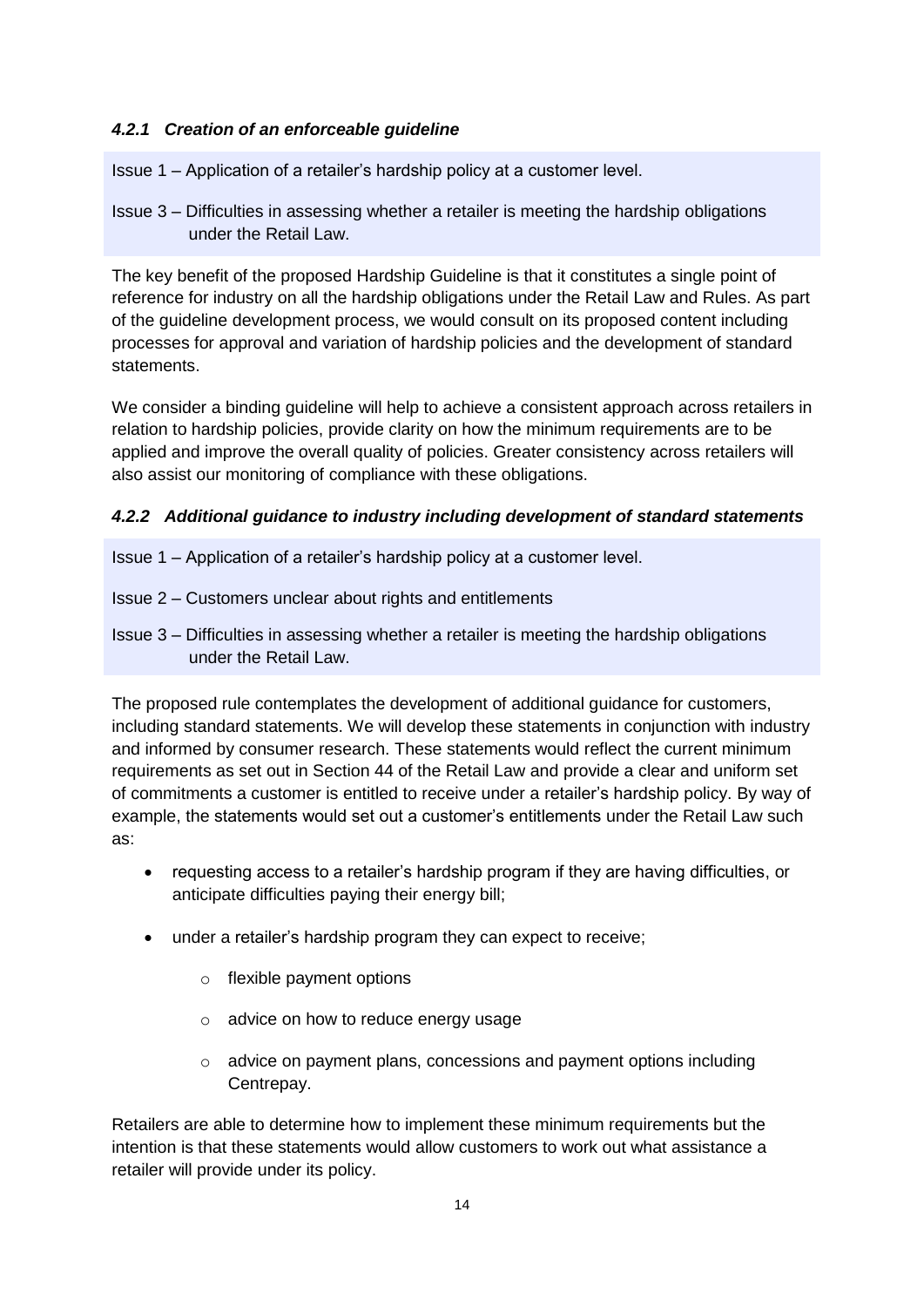#### *4.2.1 Creation of an enforceable guideline*

Issue 1 – Application of a retailer's hardship policy at a customer level.

Issue 3 – Difficulties in assessing whether a retailer is meeting the hardship obligations under the Retail Law.

The key benefit of the proposed Hardship Guideline is that it constitutes a single point of reference for industry on all the hardship obligations under the Retail Law and Rules. As part of the guideline development process, we would consult on its proposed content including processes for approval and variation of hardship policies and the development of standard statements.

We consider a binding guideline will help to achieve a consistent approach across retailers in relation to hardship policies, provide clarity on how the minimum requirements are to be applied and improve the overall quality of policies. Greater consistency across retailers will also assist our monitoring of compliance with these obligations.

#### *4.2.2 Additional guidance to industry including development of standard statements*

Issue 1 – Application of a retailer's hardship policy at a customer level.

Issue 2 – Customers unclear about rights and entitlements

Issue 3 – Difficulties in assessing whether a retailer is meeting the hardship obligations under the Retail Law.

The proposed rule contemplates the development of additional guidance for customers, including standard statements. We will develop these statements in conjunction with industry and informed by consumer research. These statements would reflect the current minimum requirements as set out in Section 44 of the Retail Law and provide a clear and uniform set of commitments a customer is entitled to receive under a retailer's hardship policy. By way of example, the statements would set out a customer's entitlements under the Retail Law such as:

- requesting access to a retailer's hardship program if they are having difficulties, or anticipate difficulties paying their energy bill;
- under a retailer's hardship program they can expect to receive;
  - flexible payment options
  - advice on how to reduce energy usage
  - advice on payment plans, concessions and payment options including Centrepay.

Retailers are able to determine how to implement these minimum requirements but the intention is that these statements would allow customers to work out what assistance a retailer will provide under its policy.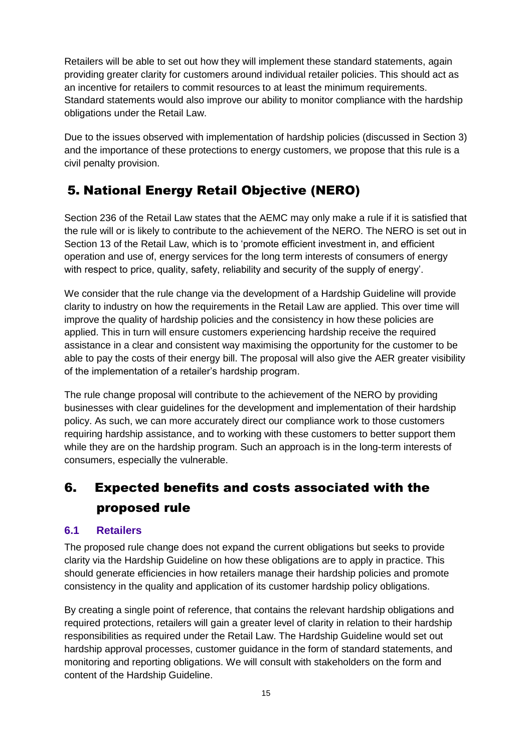Retailers will be able to set out how they will implement these standard statements, again providing greater clarity for customers around individual retailer policies. This should act as an incentive for retailers to commit resources to at least the minimum requirements. Standard statements would also improve our ability to monitor compliance with the hardship obligations under the Retail Law.

Due to the issues observed with implementation of hardship policies (discussed in Section 3) and the importance of these protections to energy customers, we propose that this rule is a civil penalty provision.

# 5. National Energy Retail Objective (NERO)

Section 236 of the Retail Law states that the AEMC may only make a rule if it is satisfied that the rule will or is likely to contribute to the achievement of the NERO. The NERO is set out in Section 13 of the Retail Law, which is to 'promote efficient investment in, and efficient operation and use of, energy services for the long term interests of consumers of energy with respect to price, quality, safety, reliability and security of the supply of energy'.

We consider that the rule change via the development of a Hardship Guideline will provide clarity to industry on how the requirements in the Retail Law are applied. This over time will improve the quality of hardship policies and the consistency in how these policies are applied. This in turn will ensure customers experiencing hardship receive the required assistance in a clear and consistent way maximising the opportunity for the customer to be able to pay the costs of their energy bill. The proposal will also give the AER greater visibility of the implementation of a retailer's hardship program.

The rule change proposal will contribute to the achievement of the NERO by providing businesses with clear guidelines for the development and implementation of their hardship policy. As such, we can more accurately direct our compliance work to those customers requiring hardship assistance, and to working with these customers to better support them while they are on the hardship program. Such an approach is in the long-term interests of consumers, especially the vulnerable.

# 6. Expected benefits and costs associated with the proposed rule

## 6.1 Retailers

The proposed rule change does not expand the current obligations but seeks to provide clarity via the Hardship Guideline on how these obligations are to apply in practice. This should generate efficiencies in how retailers manage their hardship policies and promote consistency in the quality and application of its customer hardship policy obligations.

By creating a single point of reference, that contains the relevant hardship obligations and required protections, retailers will gain a greater level of clarity in relation to their hardship responsibilities as required under the Retail Law. The Hardship Guideline would set out hardship approval processes, customer guidance in the form of standard statements, and monitoring and reporting obligations. We will consult with stakeholders on the form and content of the Hardship Guideline.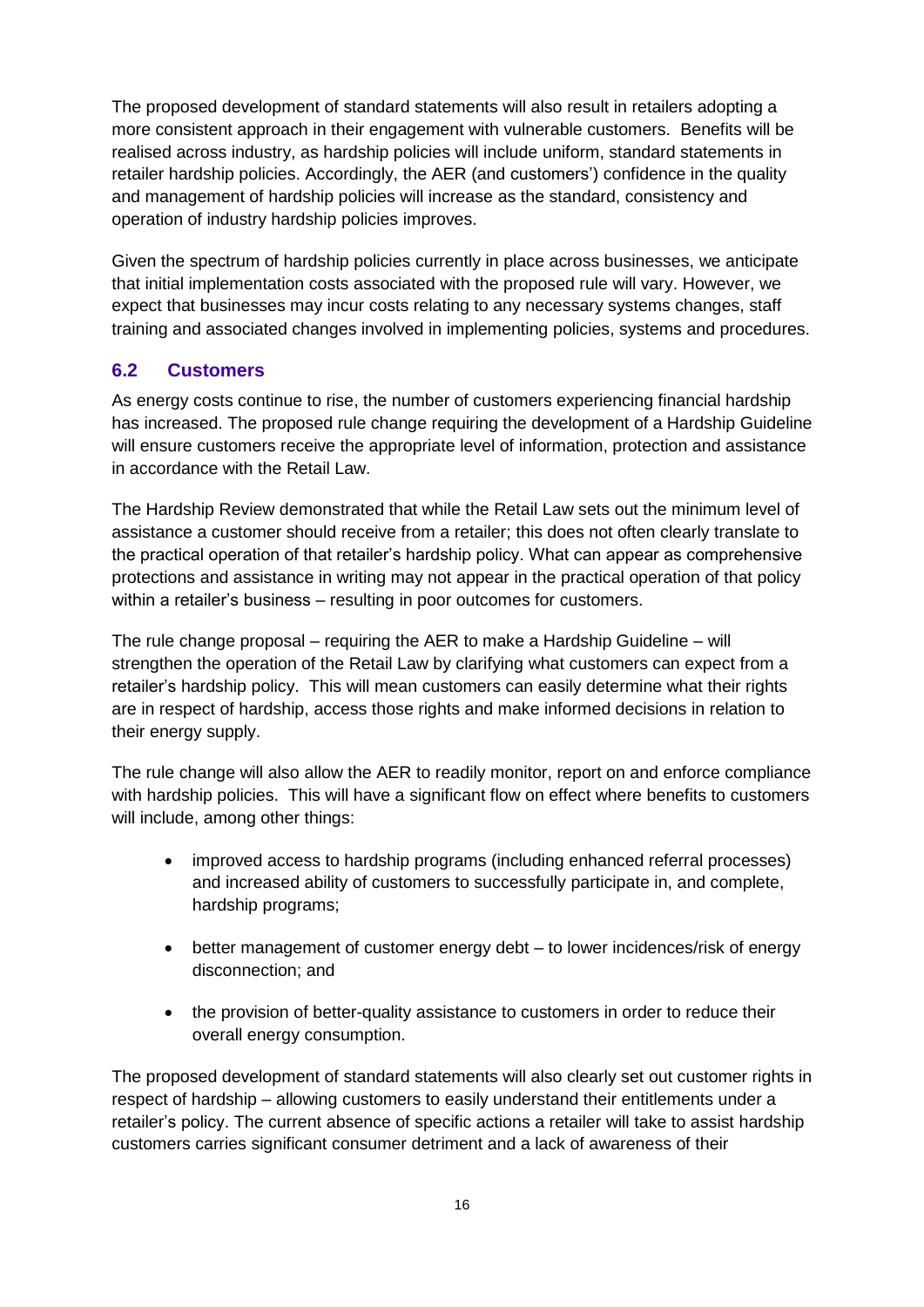The proposed development of standard statements will also result in retailers adopting a more consistent approach in their engagement with vulnerable customers. Benefits will be realised across industry, as hardship policies will include uniform, standard statements in retailer hardship policies. Accordingly, the AER (and customers') confidence in the quality and management of hardship policies will increase as the standard, consistency and operation of industry hardship policies improves.

Given the spectrum of hardship policies currently in place across businesses, we anticipate that initial implementation costs associated with the proposed rule will vary. However, we expect that businesses may incur costs relating to any necessary systems changes, staff training and associated changes involved in implementing policies, systems and procedures.

## 6.2 Customers

As energy costs continue to rise, the number of customers experiencing financial hardship has increased. The proposed rule change requiring the development of a Hardship Guideline will ensure customers receive the appropriate level of information, protection and assistance in accordance with the Retail Law.

The Hardship Review demonstrated that while the Retail Law sets out the minimum level of assistance a customer should receive from a retailer; this does not often clearly translate to the practical operation of that retailer's hardship policy. What can appear as comprehensive protections and assistance in writing may not appear in the practical operation of that policy within a retailer's business – resulting in poor outcomes for customers.

The rule change proposal – requiring the AER to make a Hardship Guideline – will strengthen the operation of the Retail Law by clarifying what customers can expect from a retailer's hardship policy. This will mean customers can easily determine what their rights are in respect of hardship, access those rights and make informed decisions in relation to their energy supply.

The rule change will also allow the AER to readily monitor, report on and enforce compliance with hardship policies. This will have a significant flow on effect where benefits to customers will include, among other things:

- improved access to hardship programs (including enhanced referral processes) and increased ability of customers to successfully participate in, and complete, hardship programs;
- better management of customer energy debt – to lower incidences/risk of energy disconnection; and
- the provision of better-quality assistance to customers in order to reduce their overall energy consumption.

The proposed development of standard statements will also clearly set out customer rights in respect of hardship – allowing customers to easily understand their entitlements under a retailer's policy. The current absence of specific actions a retailer will take to assist hardship customers carries significant consumer detriment and a lack of awareness of their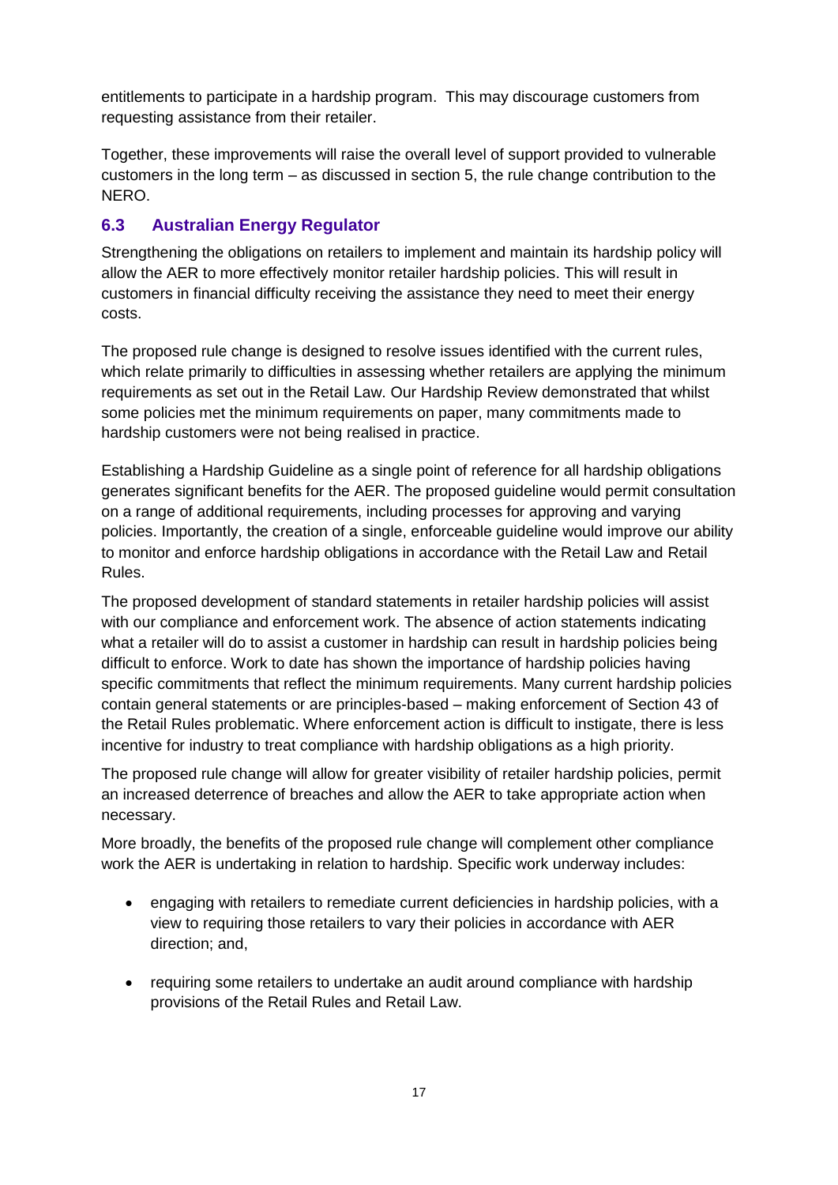entitlements to participate in a hardship program. This may discourage customers from requesting assistance from their retailer.

Together, these improvements will raise the overall level of support provided to vulnerable customers in the long term – as discussed in section 5, the rule change contribution to the NERO.

## 6.3 Australian Energy Regulator

Strengthening the obligations on retailers to implement and maintain its hardship policy will allow the AER to more effectively monitor retailer hardship policies. This will result in customers in financial difficulty receiving the assistance they need to meet their energy costs.

The proposed rule change is designed to resolve issues identified with the current rules, which relate primarily to difficulties in assessing whether retailers are applying the minimum requirements as set out in the Retail Law. Our Hardship Review demonstrated that whilst some policies met the minimum requirements on paper, many commitments made to hardship customers were not being realised in practice.

Establishing a Hardship Guideline as a single point of reference for all hardship obligations generates significant benefits for the AER. The proposed guideline would permit consultation on a range of additional requirements, including processes for approving and varying policies. Importantly, the creation of a single, enforceable guideline would improve our ability to monitor and enforce hardship obligations in accordance with the Retail Law and Retail Rules.

The proposed development of standard statements in retailer hardship policies will assist with our compliance and enforcement work. The absence of action statements indicating what a retailer will do to assist a customer in hardship can result in hardship policies being difficult to enforce. Work to date has shown the importance of hardship policies having specific commitments that reflect the minimum requirements. Many current hardship policies contain general statements or are principles-based – making enforcement of Section 43 of the Retail Rules problematic. Where enforcement action is difficult to instigate, there is less incentive for industry to treat compliance with hardship obligations as a high priority.

The proposed rule change will allow for greater visibility of retailer hardship policies, permit an increased deterrence of breaches and allow the AER to take appropriate action when necessary.

More broadly, the benefits of the proposed rule change will complement other compliance work the AER is undertaking in relation to hardship. Specific work underway includes:

- engaging with retailers to remediate current deficiencies in hardship policies, with a view to requiring those retailers to vary their policies in accordance with AER direction; and,
- requiring some retailers to undertake an audit around compliance with hardship provisions of the Retail Rules and Retail Law.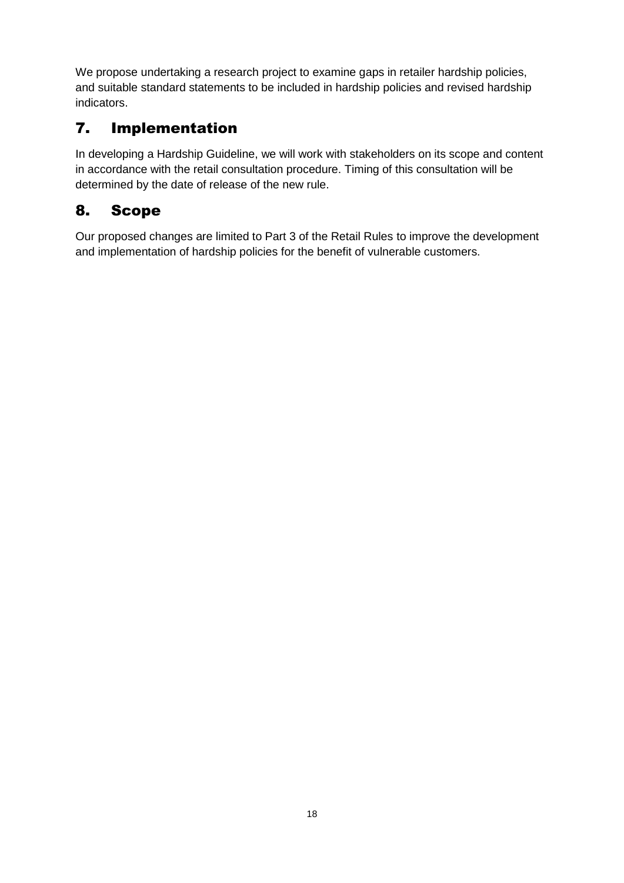We propose undertaking a research project to examine gaps in retailer hardship policies, and suitable standard statements to be included in hardship policies and revised hardship indicators.

## 7. Implementation

In developing a Hardship Guideline, we will work with stakeholders on its scope and content in accordance with the retail consultation procedure. Timing of this consultation will be determined by the date of release of the new rule.

## 8. Scope

Our proposed changes are limited to Part 3 of the Retail Rules to improve the development and implementation of hardship policies for the benefit of vulnerable customers.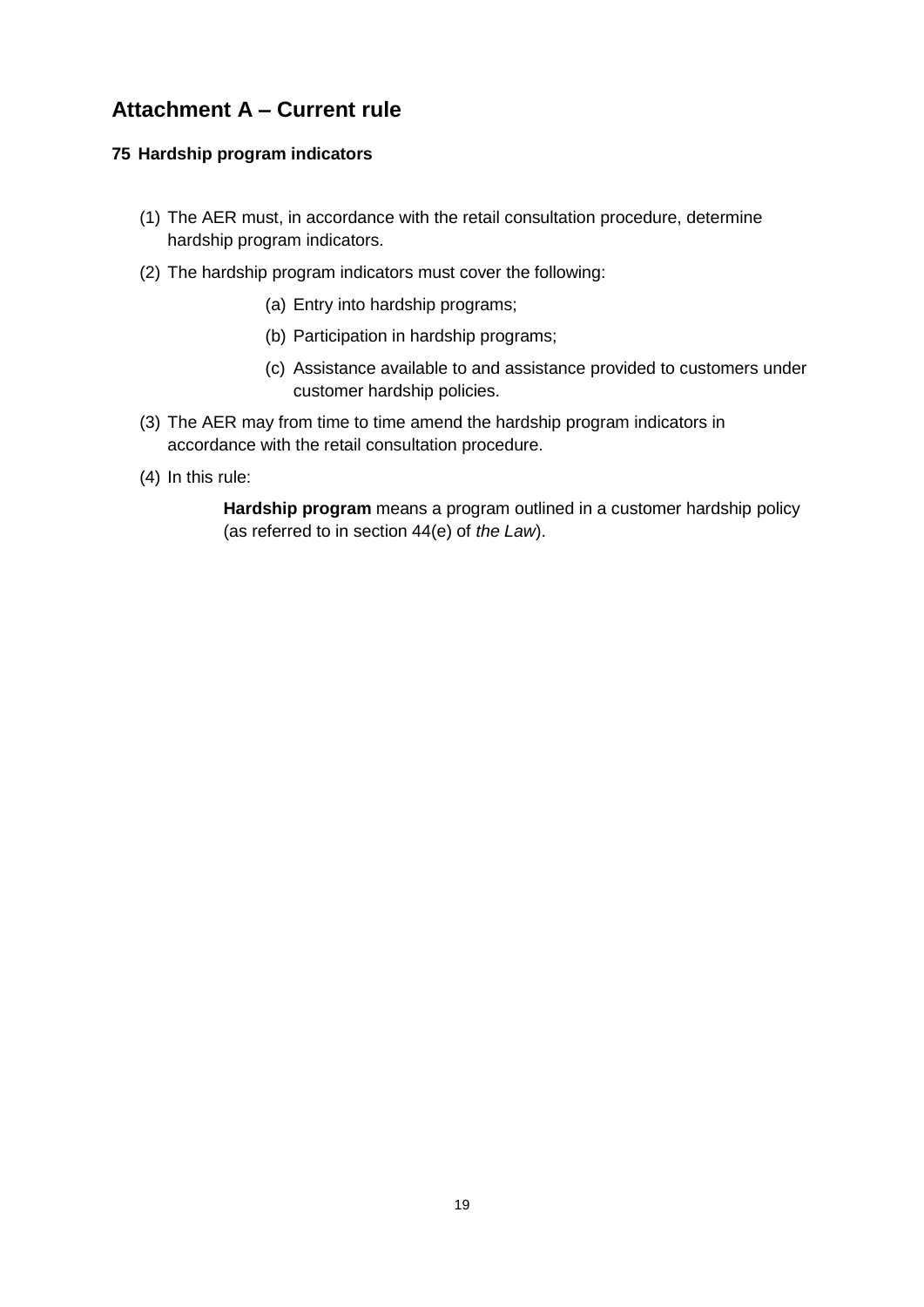## Attachment A – Current rule

### 75 Hardship program indicators

(1) The AER must, in accordance with the retail consultation procedure, determine hardship program indicators.

(2) The hardship program indicators must cover the following:

  (a) Entry into hardship programs;

  (b) Participation in hardship programs;

  (c) Assistance available to and assistance provided to customers under customer hardship policies.

(3) The AER may from time to time amend the hardship program indicators in accordance with the retail consultation procedure.

(4) In this rule:

  **Hardship program** means a program outlined in a customer hardship policy (as referred to in section 44(e) of *the Law*).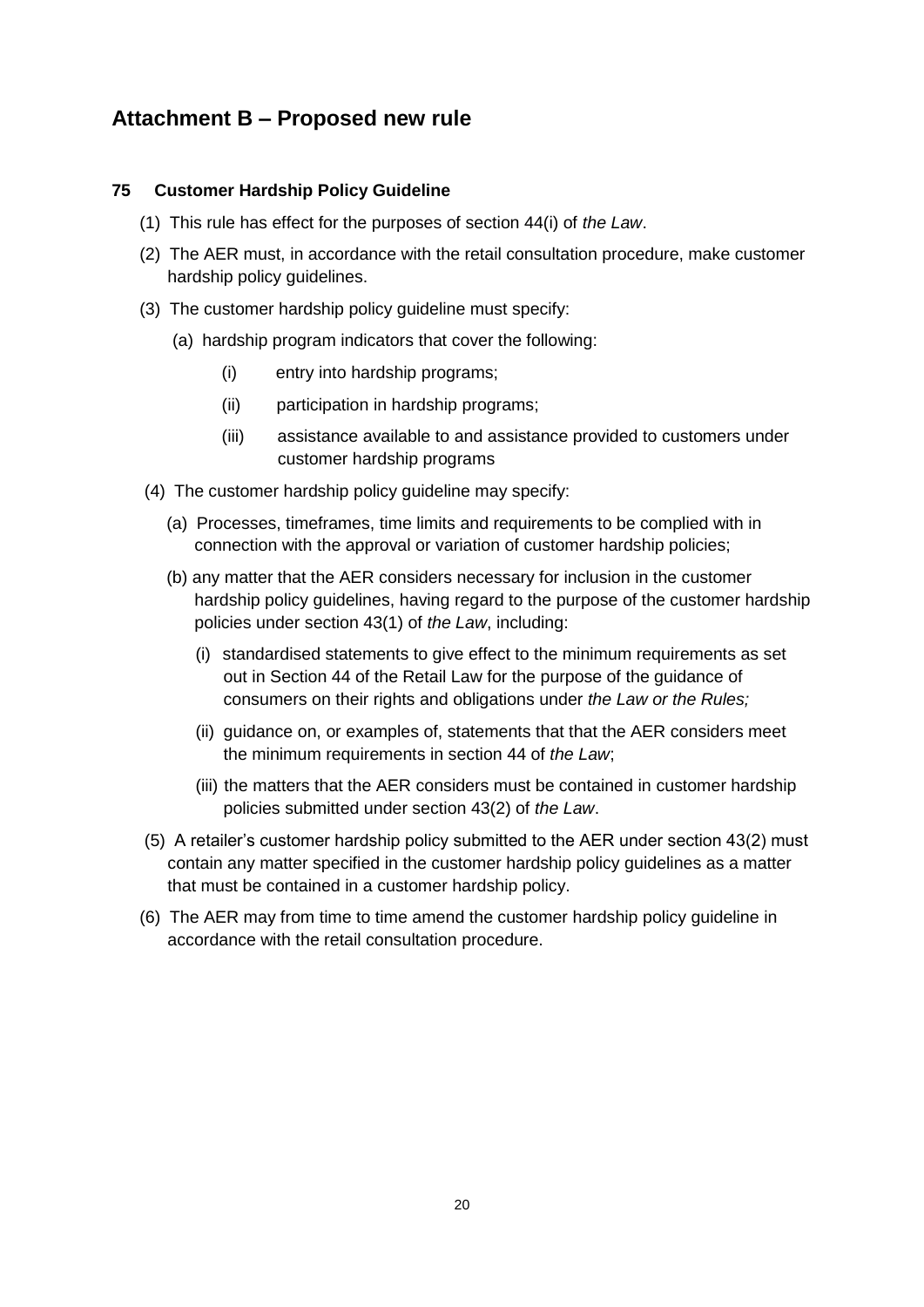## Attachment B – Proposed new rule

### 75 Customer Hardship Policy Guideline

(1) This rule has effect for the purposes of section 44(i) of *the Law*.

(2) The AER must, in accordance with the retail consultation procedure, make customer hardship policy guidelines.

(3) The customer hardship policy guideline must specify:

  (a) hardship program indicators that cover the following:

    (i) entry into hardship programs;

    (ii) participation in hardship programs;

    (iii) assistance available to and assistance provided to customers under customer hardship programs

(4) The customer hardship policy guideline may specify:

  (a) Processes, timeframes, time limits and requirements to be complied with in connection with the approval or variation of customer hardship policies;

  (b) any matter that the AER considers necessary for inclusion in the customer hardship policy guidelines, having regard to the purpose of the customer hardship policies under section 43(1) of *the Law*, including:

    (i) standardised statements to give effect to the minimum requirements as set out in Section 44 of the Retail Law for the purpose of the guidance of consumers on their rights and obligations under *the Law or the Rules;*

    (ii) guidance on, or examples of, statements that that the AER considers meet the minimum requirements in section 44 of *the Law*;

    (iii) the matters that the AER considers must be contained in customer hardship policies submitted under section 43(2) of *the Law*.

(5) A retailer's customer hardship policy submitted to the AER under section 43(2) must contain any matter specified in the customer hardship policy guidelines as a matter that must be contained in a customer hardship policy.

(6) The AER may from time to time amend the customer hardship policy guideline in accordance with the retail consultation procedure.